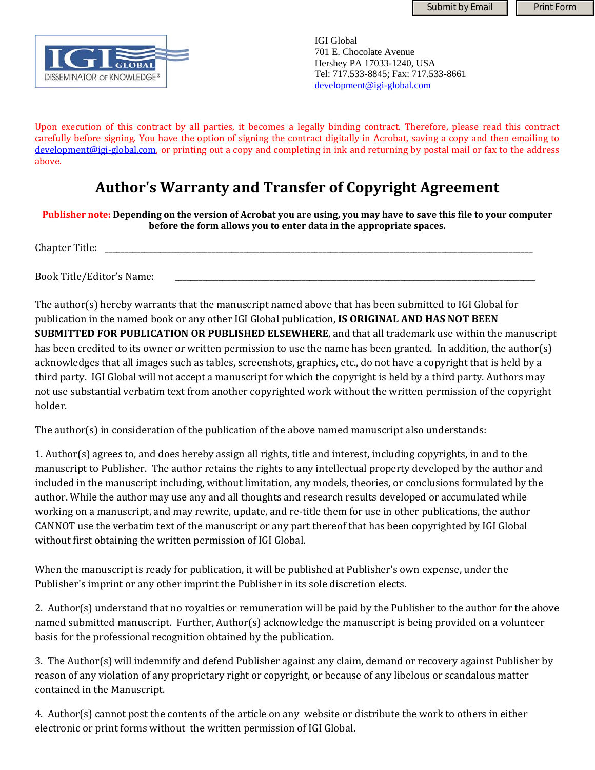Submit by Email | Print Form

IGI GLOBAL
DISSEMINATOR OF KNOWLEDGE®

IGI Global
701 E. Chocolate Avenue
Hershey PA 17033-1240, USA
Tel: 717.533-8845; Fax: 717.533-8661
development@igi-global.com

Upon execution of this contract by all parties, it becomes a legally binding contract. Therefore, please read this contract carefully before signing. You have the option of signing the contract digitally in Acrobat, saving a copy and then emailing to development@igi-global.com, or printing out a copy and completing in ink and returning by postal mail or fax to the address above.

# Author's Warranty and Transfer of Copyright Agreement

**Publisher note: Depending on the version of Acrobat you are using, you may have to save this file to your computer before the form allows you to enter data in the appropriate spaces.**

Chapter Title: ______________________________________________________________

Book Title/Editor's Name: ______________________________________________________

The author(s) hereby warrants that the manuscript named above that has been submitted to IGI Global for publication in the named book or any other IGI Global publication, **IS ORIGINAL AND HAS NOT BEEN SUBMITTED FOR PUBLICATION OR PUBLISHED ELSEWHERE**, and that all trademark use within the manuscript has been credited to its owner or written permission to use the name has been granted. In addition, the author(s) acknowledges that all images such as tables, screenshots, graphics, etc., do not have a copyright that is held by a third party. IGI Global will not accept a manuscript for which the copyright is held by a third party. Authors may not use substantial verbatim text from another copyrighted work without the written permission of the copyright holder.

The author(s) in consideration of the publication of the above named manuscript also understands:

1. Author(s) agrees to, and does hereby assign all rights, title and interest, including copyrights, in and to the manuscript to Publisher. The author retains the rights to any intellectual property developed by the author and included in the manuscript including, without limitation, any models, theories, or conclusions formulated by the author. While the author may use any and all thoughts and research results developed or accumulated while working on a manuscript, and may rewrite, update, and re-title them for use in other publications, the author CANNOT use the verbatim text of the manuscript or any part thereof that has been copyrighted by IGI Global without first obtaining the written permission of IGI Global.

When the manuscript is ready for publication, it will be published at Publisher's own expense, under the Publisher's imprint or any other imprint the Publisher in its sole discretion elects.

2. Author(s) understand that no royalties or remuneration will be paid by the Publisher to the author for the above named submitted manuscript. Further, Author(s) acknowledge the manuscript is being provided on a volunteer basis for the professional recognition obtained by the publication.

3. The Author(s) will indemnify and defend Publisher against any claim, demand or recovery against Publisher by reason of any violation of any proprietary right or copyright, or because of any libelous or scandalous matter contained in the Manuscript.

4. Author(s) cannot post the contents of the article on any website or distribute the work to others in either electronic or print forms without the written permission of IGI Global.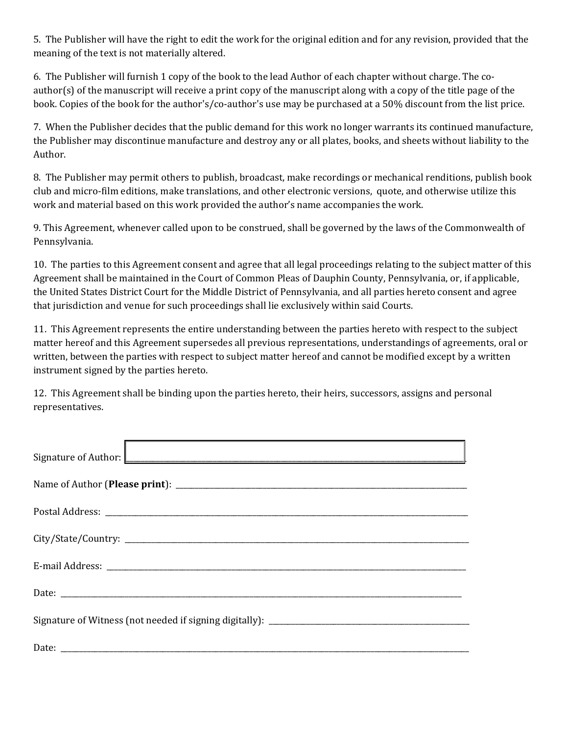5. The Publisher will have the right to edit the work for the original edition and for any revision, provided that the meaning of the text is not materially altered.

6. The Publisher will furnish 1 copy of the book to the lead Author of each chapter without charge. The co-author(s) of the manuscript will receive a print copy of the manuscript along with a copy of the title page of the book. Copies of the book for the author's/co-author's use may be purchased at a 50% discount from the list price.

7. When the Publisher decides that the public demand for this work no longer warrants its continued manufacture, the Publisher may discontinue manufacture and destroy any or all plates, books, and sheets without liability to the Author.

8. The Publisher may permit others to publish, broadcast, make recordings or mechanical renditions, publish book club and micro-film editions, make translations, and other electronic versions, quote, and otherwise utilize this work and material based on this work provided the author's name accompanies the work.

9. This Agreement, whenever called upon to be construed, shall be governed by the laws of the Commonwealth of Pennsylvania.

10. The parties to this Agreement consent and agree that all legal proceedings relating to the subject matter of this Agreement shall be maintained in the Court of Common Pleas of Dauphin County, Pennsylvania, or, if applicable, the United States District Court for the Middle District of Pennsylvania, and all parties hereto consent and agree that jurisdiction and venue for such proceedings shall lie exclusively within said Courts.

11. This Agreement represents the entire understanding between the parties hereto with respect to the subject matter hereof and this Agreement supersedes all previous representations, understandings of agreements, oral or written, between the parties with respect to subject matter hereof and cannot be modified except by a written instrument signed by the parties hereto.

12. This Agreement shall be binding upon the parties hereto, their heirs, successors, assigns and personal representatives.

Signature of Author: ______________________________________________

Name of Author (**Please print**): ______________________________________________

Postal Address: ______________________________________________

City/State/Country: ______________________________________________

E-mail Address: ______________________________________________

Date: ______________________________________________

Signature of Witness (not needed if signing digitally): ______________________________

Date: ______________________________________________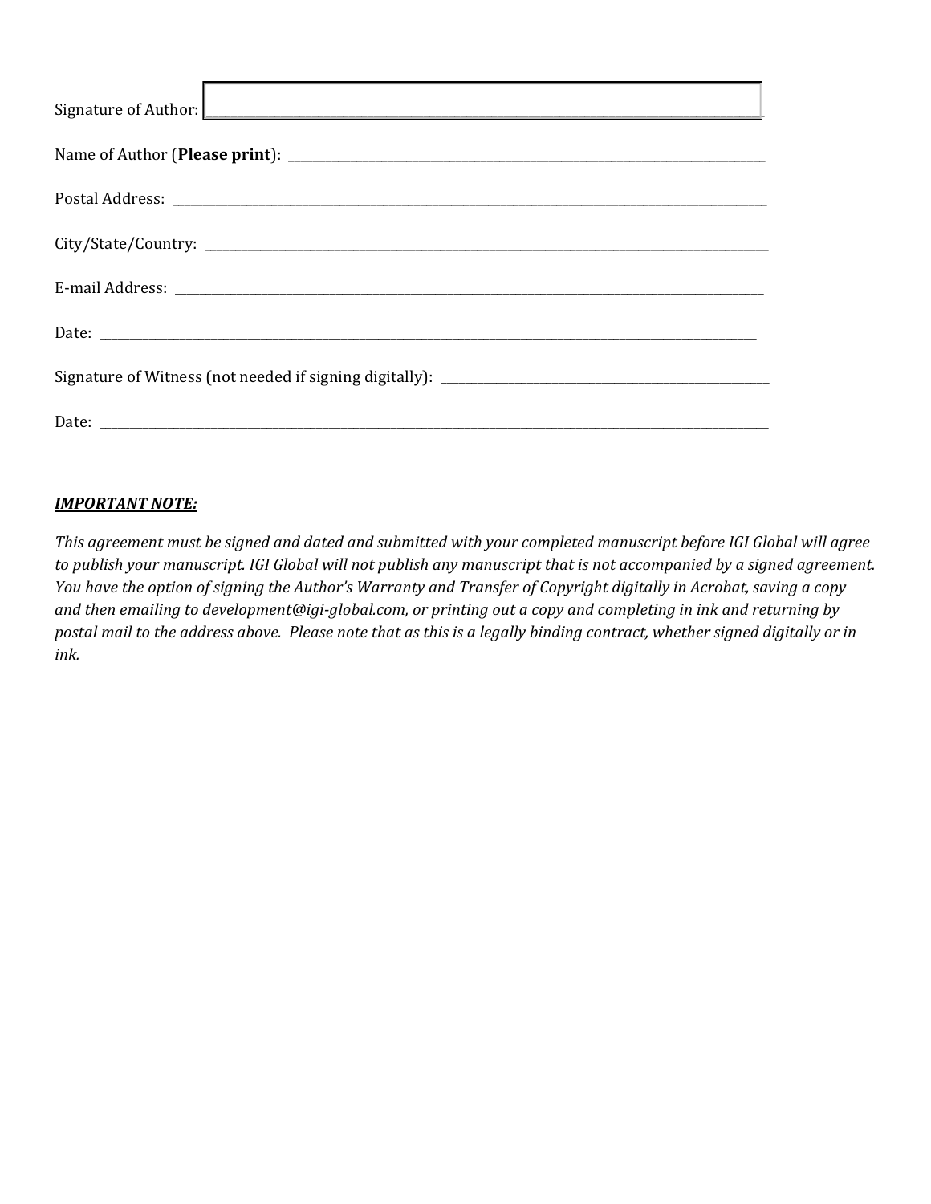Signature of Author: ______________________________________________________________

Name of Author (**Please print**): ______________________________________________________

Postal Address: _________________________________________________________________

City/State/Country: ______________________________________________________________

E-mail Address: _________________________________________________________________

Date: _______________________________________________________________________

Signature of Witness (not needed if signing digitally): ________________________________

Date: _______________________________________________________________________

***IMPORTANT NOTE:***

*This agreement must be signed and dated and submitted with your completed manuscript before IGI Global will agree to publish your manuscript. IGI Global will not publish any manuscript that is not accompanied by a signed agreement. You have the option of signing the Author's Warranty and Transfer of Copyright digitally in Acrobat, saving a copy and then emailing to development@igi-global.com, or printing out a copy and completing in ink and returning by postal mail to the address above. Please note that as this is a legally binding contract, whether signed digitally or in ink.*